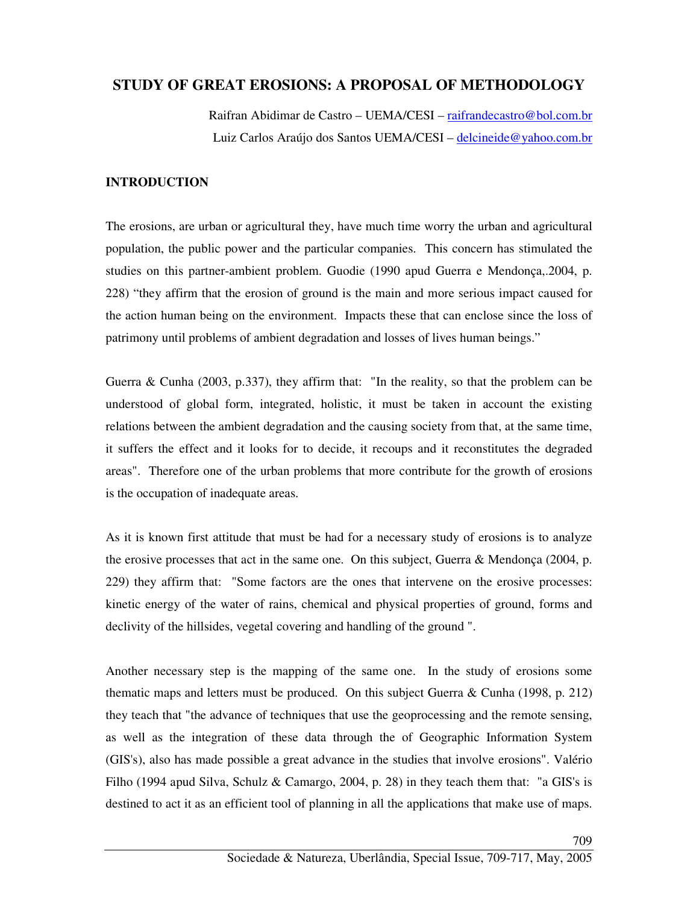# STUDY OF GREAT EROSIONS: A PROPOSAL OF METHODOLOGY

Raifran Abidimar de Castro – UEMA/CESI – raifrandecastro@bol.com.br

Luiz Carlos Araújo dos Santos UEMA/CESI – delcineide@yahoo.com.br

## INTRODUCTION

The erosions, are urban or agricultural they, have much time worry the urban and agricultural population, the public power and the particular companies. This concern has stimulated the studies on this partner-ambient problem. Guodie (1990 apud Guerra e Mendonça,.2004, p. 228) “they affirm that the erosion of ground is the main and more serious impact caused for the action human being on the environment. Impacts these that can enclose since the loss of patrimony until problems of ambient degradation and losses of lives human beings.”

Guerra & Cunha (2003, p.337), they affirm that: "In the reality, so that the problem can be understood of global form, integrated, holistic, it must be taken in account the existing relations between the ambient degradation and the causing society from that, at the same time, it suffers the effect and it looks for to decide, it recoups and it reconstitutes the degraded areas". Therefore one of the urban problems that more contribute for the growth of erosions is the occupation of inadequate areas.

As it is known first attitude that must be had for a necessary study of erosions is to analyze the erosive processes that act in the same one. On this subject, Guerra & Mendonça (2004, p. 229) they affirm that: "Some factors are the ones that intervene on the erosive processes: kinetic energy of the water of rains, chemical and physical properties of ground, forms and declivity of the hillsides, vegetal covering and handling of the ground ".

Another necessary step is the mapping of the same one. In the study of erosions some thematic maps and letters must be produced. On this subject Guerra & Cunha (1998, p. 212) they teach that "the advance of techniques that use the geoprocessing and the remote sensing, as well as the integration of these data through the of Geographic Information System (GIS's), also has made possible a great advance in the studies that involve erosions". Valério Filho (1994 apud Silva, Schulz & Camargo, 2004, p. 28) in they teach them that: "a GIS's is destined to act it as an efficient tool of planning in all the applications that make use of maps.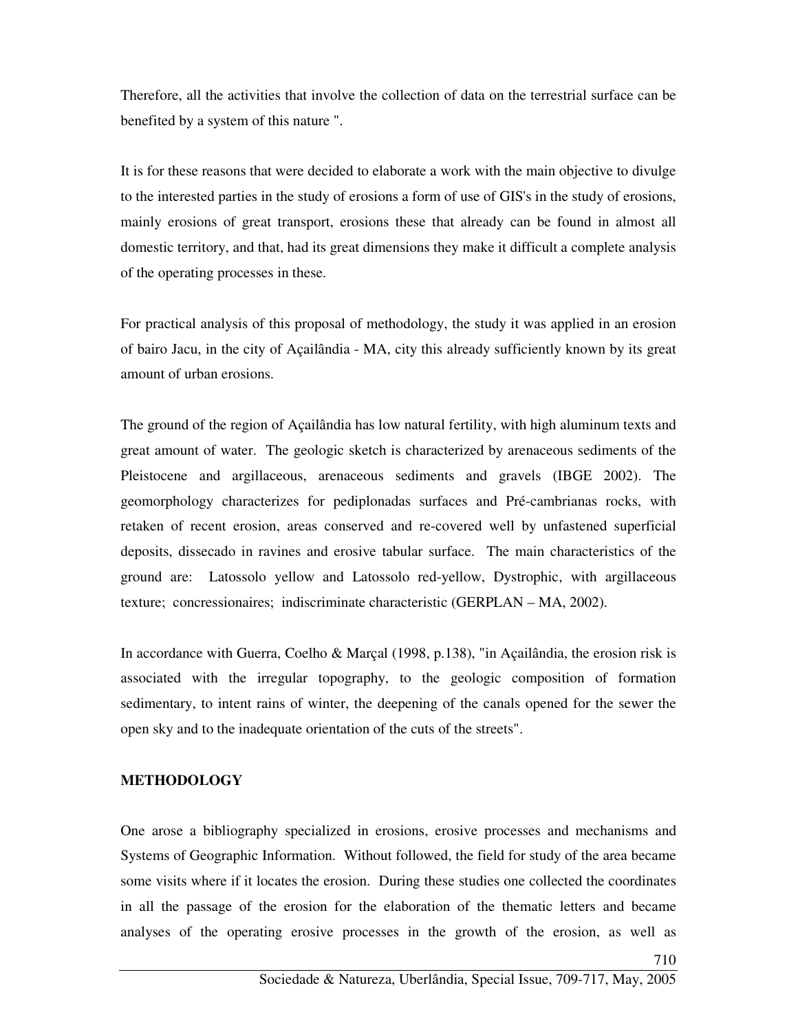Therefore, all the activities that involve the collection of data on the terrestrial surface can be benefited by a system of this nature ".

It is for these reasons that were decided to elaborate a work with the main objective to divulge to the interested parties in the study of erosions a form of use of GIS's in the study of erosions, mainly erosions of great transport, erosions these that already can be found in almost all domestic territory, and that, had its great dimensions they make it difficult a complete analysis of the operating processes in these.

For practical analysis of this proposal of methodology, the study it was applied in an erosion of bairo Jacu, in the city of Açailândia - MA, city this already sufficiently known by its great amount of urban erosions.

The ground of the region of Açailândia has low natural fertility, with high aluminum texts and great amount of water. The geologic sketch is characterized by arenaceous sediments of the Pleistocene and argillaceous, arenaceous sediments and gravels (IBGE 2002). The geomorphology characterizes for pediplonadas surfaces and Pré-cambrianas rocks, with retaken of recent erosion, areas conserved and re-covered well by unfastened superficial deposits, dissecado in ravines and erosive tabular surface. The main characteristics of the ground are: Latossolo yellow and Latossolo red-yellow, Dystrophic, with argillaceous texture; concressionaires; indiscriminate characteristic (GERPLAN – MA, 2002).

In accordance with Guerra, Coelho & Marçal (1998, p.138), "in Açailândia, the erosion risk is associated with the irregular topography, to the geologic composition of formation sedimentary, to intent rains of winter, the deepening of the canals opened for the sewer the open sky and to the inadequate orientation of the cuts of the streets".

## METHODOLOGY

One arose a bibliography specialized in erosions, erosive processes and mechanisms and Systems of Geographic Information. Without followed, the field for study of the area became some visits where if it locates the erosion. During these studies one collected the coordinates in all the passage of the erosion for the elaboration of the thematic letters and became analyses of the operating erosive processes in the growth of the erosion, as well as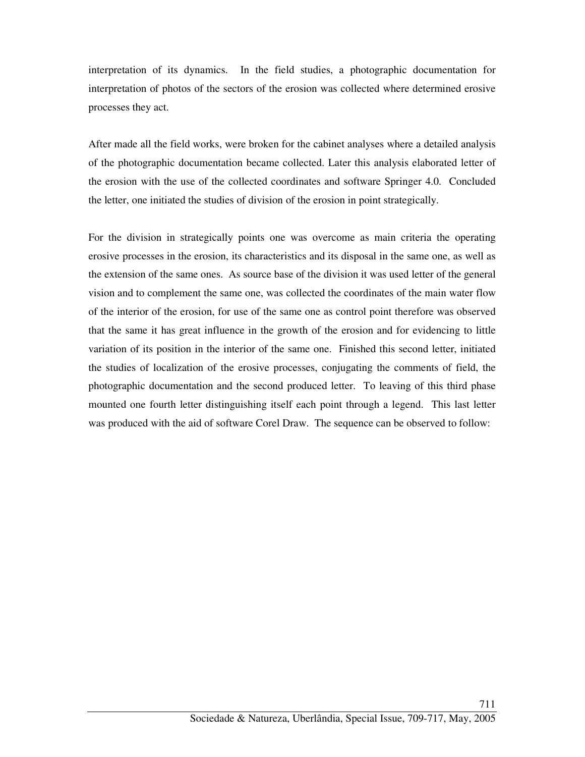interpretation of its dynamics. In the field studies, a photographic documentation for interpretation of photos of the sectors of the erosion was collected where determined erosive processes they act.

After made all the field works, were broken for the cabinet analyses where a detailed analysis of the photographic documentation became collected. Later this analysis elaborated letter of the erosion with the use of the collected coordinates and software Springer 4.0. Concluded the letter, one initiated the studies of division of the erosion in point strategically.

For the division in strategically points one was overcome as main criteria the operating erosive processes in the erosion, its characteristics and its disposal in the same one, as well as the extension of the same ones. As source base of the division it was used letter of the general vision and to complement the same one, was collected the coordinates of the main water flow of the interior of the erosion, for use of the same one as control point therefore was observed that the same it has great influence in the growth of the erosion and for evidencing to little variation of its position in the interior of the same one. Finished this second letter, initiated the studies of localization of the erosive processes, conjugating the comments of field, the photographic documentation and the second produced letter. To leaving of this third phase mounted one fourth letter distinguishing itself each point through a legend. This last letter was produced with the aid of software Corel Draw. The sequence can be observed to follow: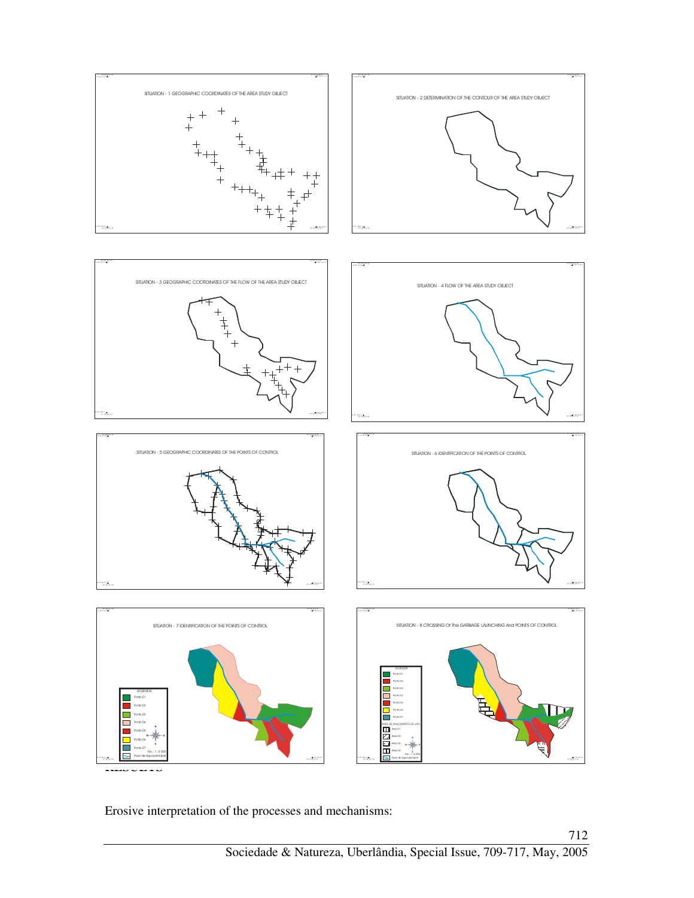SITUATION - 1 GEOGRAPHIC COORDINATES OF THE AREA STUDY OBJECT

SITUATION - 2 DETERMINATION OF THE CONTOUR OF THE AREA STUDY OBJECT

SITUATION - 3 GEOGRAPHIC COORDINATES OF THE FLOW OF THE AREA STUDY OBJECT

SITUATION - 4 FLOW OF THE AREA STUDY OBJECT

SITUATION - 5 GEOGRAPHIC COORDINATES OF THE POINTS OF CONTROL

SITUATION - 6 IDENTIFICATION OF THE POINTS OF CONTROL

SITUATION - 7 IDENTIFICATION OF THE POINTS OF CONTROL

SITUATION - 8 CROSSING Of The GARBAGE LAUNCHING And POINTS OF CONTROL

Erosive interpretation of the processes and mechanisms: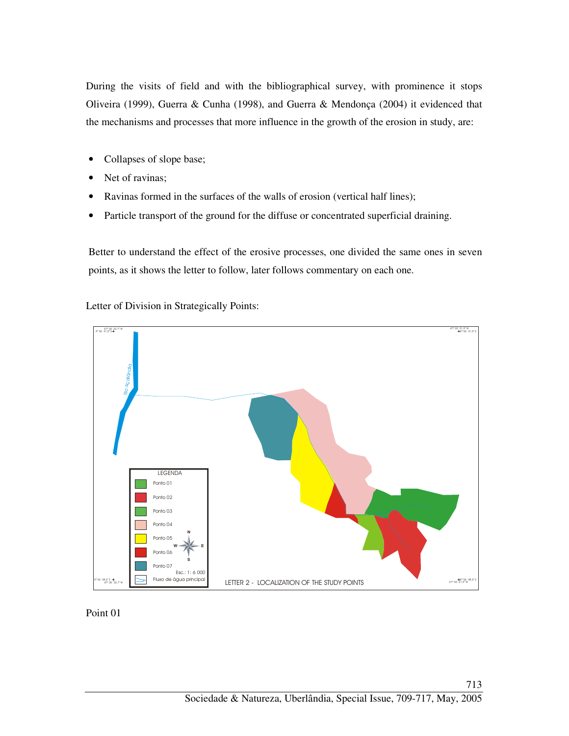During the visits of field and with the bibliographical survey, with prominence it stops Oliveira (1999), Guerra & Cunha (1998), and Guerra & Mendonça (2004) it evidenced that the mechanisms and processes that more influence in the growth of the erosion in study, are:

- Collapses of slope base;
- Net of ravinas;
- Ravinas formed in the surfaces of the walls of erosion (vertical half lines);
- Particle transport of the ground for the diffuse or concentrated superficial draining.

Better to understand the effect of the erosive processes, one divided the same ones in seven points, as it shows the letter to follow, later follows commentary on each one.

Letter of Division in Strategically Points:

LETTER 2 - LOCALIZATION OF THE STUDY POINTS

Point 01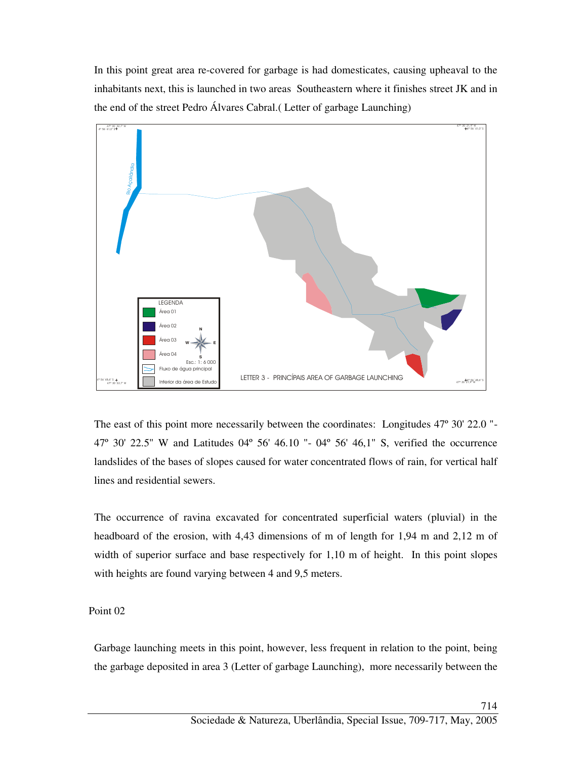In this point great area re-covered for garbage is had domesticates, causing upheaval to the inhabitants next, this is launched in two areas Southeastern where it finishes street JK and in the end of the street Pedro Álvares Cabral.( Letter of garbage Launching)

LETTER 3 - PRINCÍPAIS AREA OF GARBAGE LAUNCHING

The east of this point more necessarily between the coordinates: Longitudes 47º 30' 22.0 "- 47º 30' 22.5" W and Latitudes 04º 56' 46.10 "- 04º 56' 46,1" S, verified the occurrence landslides of the bases of slopes caused for water concentrated flows of rain, for vertical half lines and residential sewers.

The occurrence of ravina excavated for concentrated superficial waters (pluvial) in the headboard of the erosion, with 4,43 dimensions of m of length for 1,94 m and 2,12 m of width of superior surface and base respectively for 1,10 m of height. In this point slopes with heights are found varying between 4 and 9,5 meters.

Point 02

Garbage launching meets in this point, however, less frequent in relation to the point, being the garbage deposited in area 3 (Letter of garbage Launching), more necessarily between the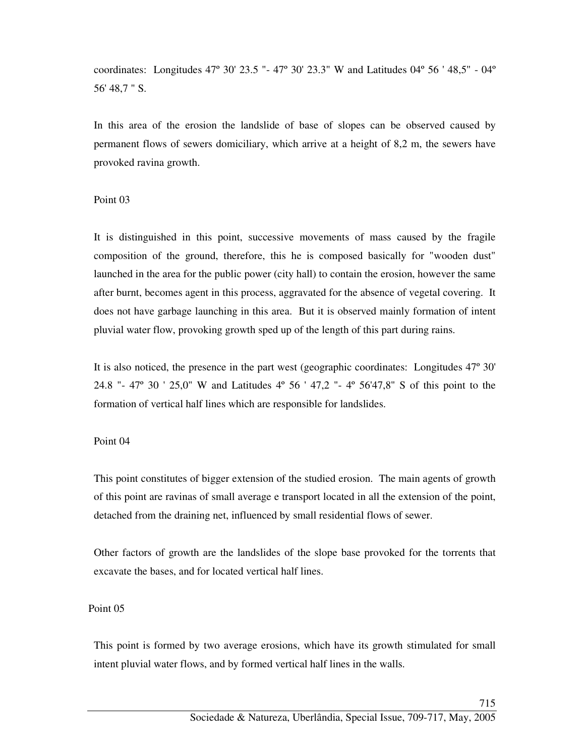coordinates: Longitudes 47º 30' 23.5 "- 47º 30' 23.3" W and Latitudes 04º 56 ' 48,5" - 04º 56' 48,7 " S.

In this area of the erosion the landslide of base of slopes can be observed caused by permanent flows of sewers domiciliary, which arrive at a height of 8,2 m, the sewers have provoked ravina growth.

Point 03

It is distinguished in this point, successive movements of mass caused by the fragile composition of the ground, therefore, this he is composed basically for "wooden dust" launched in the area for the public power (city hall) to contain the erosion, however the same after burnt, becomes agent in this process, aggravated for the absence of vegetal covering. It does not have garbage launching in this area. But it is observed mainly formation of intent pluvial water flow, provoking growth sped up of the length of this part during rains.

It is also noticed, the presence in the part west (geographic coordinates: Longitudes 47º 30' 24.8 "- 47º 30 ' 25,0" W and Latitudes 4º 56 ' 47,2 "- 4º 56'47,8" S of this point to the formation of vertical half lines which are responsible for landslides.

Point 04

This point constitutes of bigger extension of the studied erosion. The main agents of growth of this point are ravinas of small average e transport located in all the extension of the point, detached from the draining net, influenced by small residential flows of sewer.

Other factors of growth are the landslides of the slope base provoked for the torrents that excavate the bases, and for located vertical half lines.

Point 05

This point is formed by two average erosions, which have its growth stimulated for small intent pluvial water flows, and by formed vertical half lines in the walls.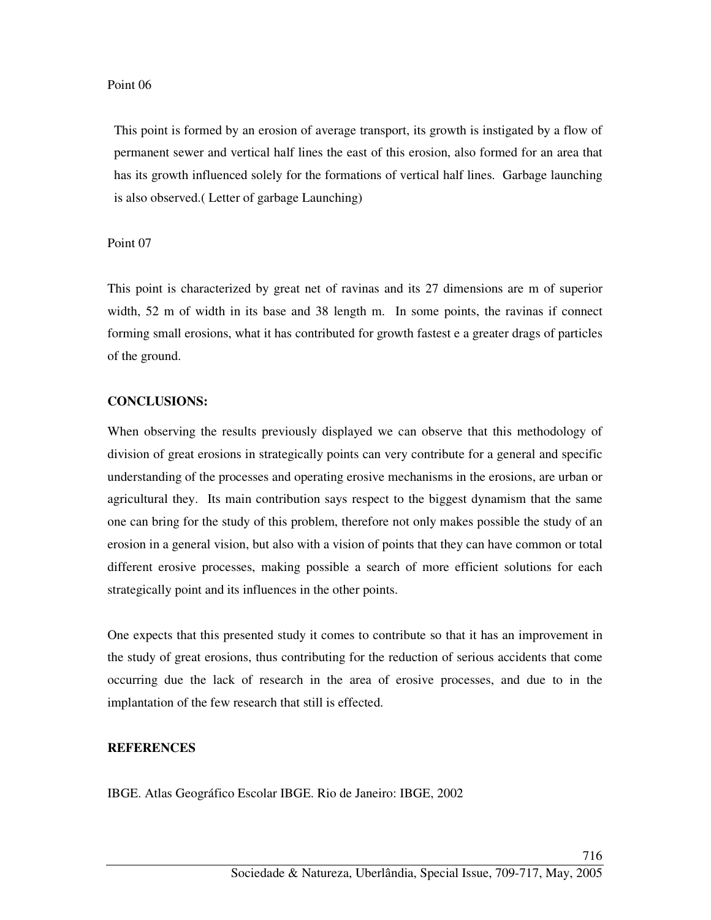Point 06

This point is formed by an erosion of average transport, its growth is instigated by a flow of permanent sewer and vertical half lines the east of this erosion, also formed for an area that has its growth influenced solely for the formations of vertical half lines. Garbage launching is also observed.( Letter of garbage Launching)

Point 07

This point is characterized by great net of ravinas and its 27 dimensions are m of superior width, 52 m of width in its base and 38 length m. In some points, the ravinas if connect forming small erosions, what it has contributed for growth fastest e a greater drags of particles of the ground.

**CONCLUSIONS:**

When observing the results previously displayed we can observe that this methodology of division of great erosions in strategically points can very contribute for a general and specific understanding of the processes and operating erosive mechanisms in the erosions, are urban or agricultural they. Its main contribution says respect to the biggest dynamism that the same one can bring for the study of this problem, therefore not only makes possible the study of an erosion in a general vision, but also with a vision of points that they can have common or total different erosive processes, making possible a search of more efficient solutions for each strategically point and its influences in the other points.

One expects that this presented study it comes to contribute so that it has an improvement in the study of great erosions, thus contributing for the reduction of serious accidents that come occurring due the lack of research in the area of erosive processes, and due to in the implantation of the few research that still is effected.

**REFERENCES**

IBGE. Atlas Geográfico Escolar IBGE. Rio de Janeiro: IBGE, 2002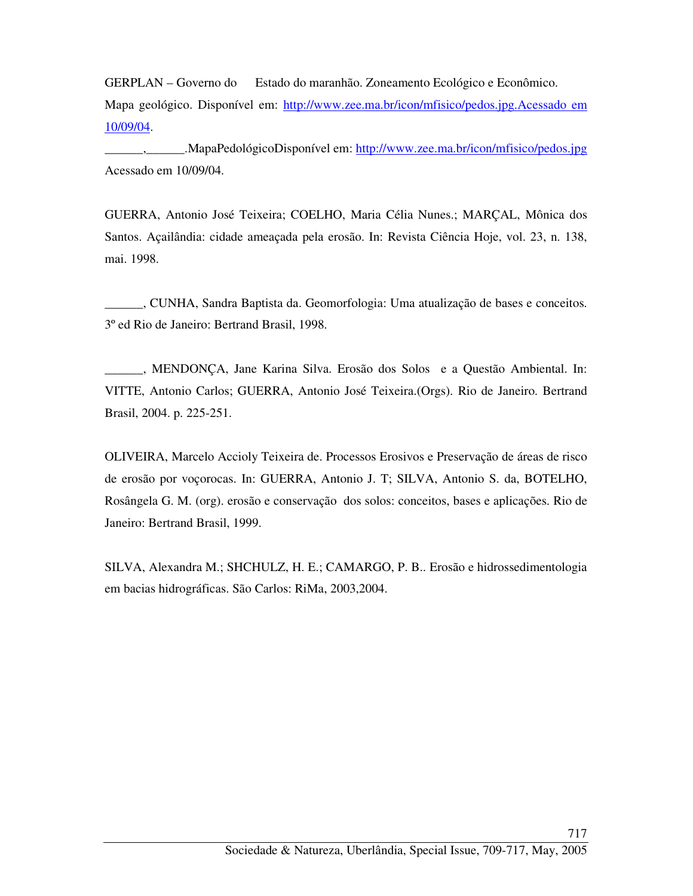GERPLAN – Governo do Estado do maranhão. Zoneamento Ecológico e Econômico. Mapa geológico. Disponível em: http://www.zee.ma.br/icon/mfisico/pedos.jpg.Acessado em 10/09/04.

______,______.MapaPedológicoDisponível em: http://www.zee.ma.br/icon/mfisico/pedos.jpg Acessado em 10/09/04.

GUERRA, Antonio José Teixeira; COELHO, Maria Célia Nunes.; MARÇAL, Mônica dos Santos. Açailândia: cidade ameaçada pela erosão. In: Revista Ciência Hoje, vol. 23, n. 138, mai. 1998.

______, CUNHA, Sandra Baptista da. Geomorfologia: Uma atualização de bases e conceitos. 3º ed Rio de Janeiro: Bertrand Brasil, 1998.

______, MENDONÇA, Jane Karina Silva. Erosão dos Solos e a Questão Ambiental. In: VITTE, Antonio Carlos; GUERRA, Antonio José Teixeira.(Orgs). Rio de Janeiro. Bertrand Brasil, 2004. p. 225-251.

OLIVEIRA, Marcelo Accioly Teixeira de. Processos Erosivos e Preservação de áreas de risco de erosão por voçorocas. In: GUERRA, Antonio J. T; SILVA, Antonio S. da, BOTELHO, Rosângela G. M. (org). erosão e conservação dos solos: conceitos, bases e aplicações. Rio de Janeiro: Bertrand Brasil, 1999.

SILVA, Alexandra M.; SHCHULZ, H. E.; CAMARGO, P. B.. Erosão e hidrossedimentologia em bacias hidrográficas. São Carlos: RiMa, 2003,2004.